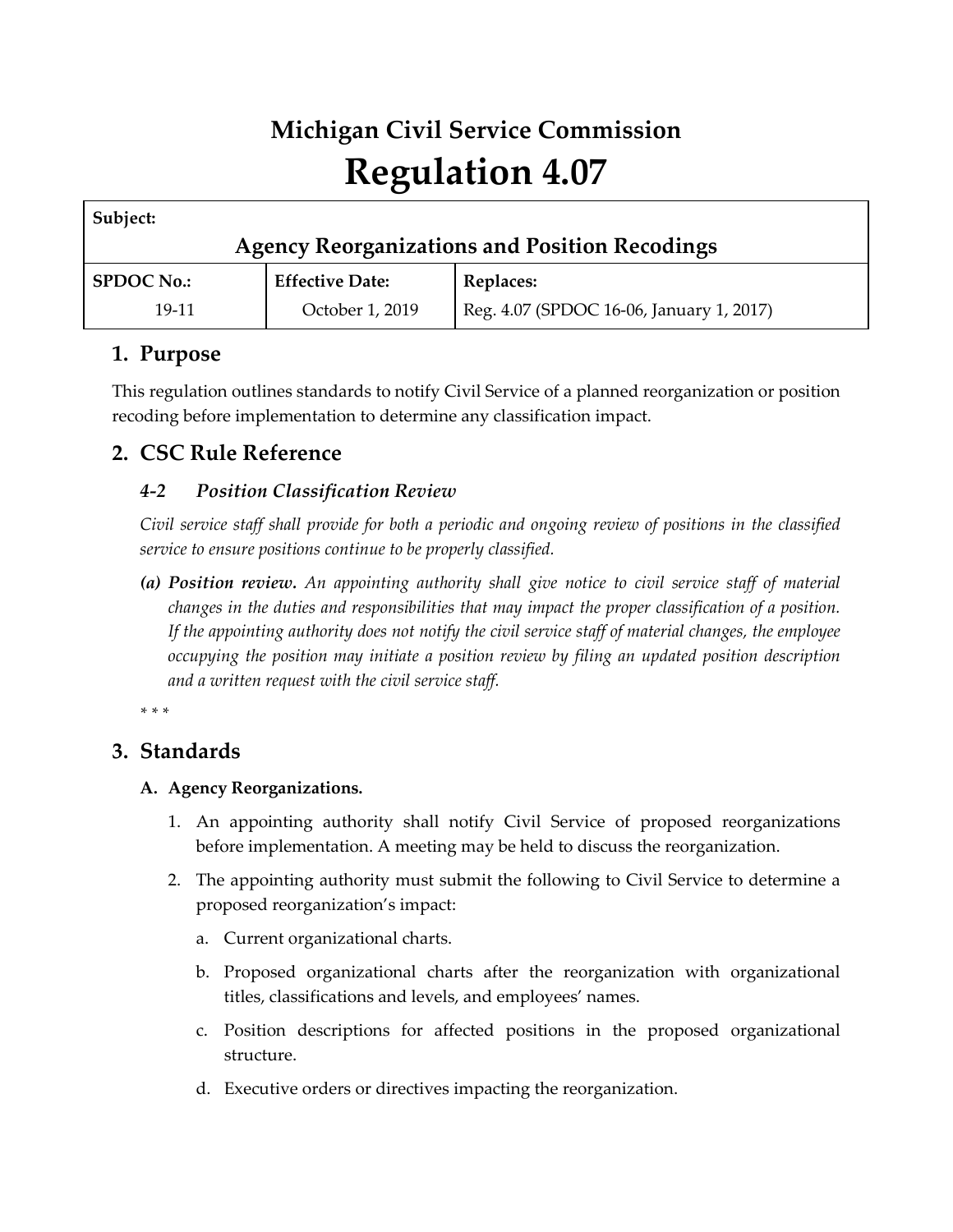# Michigan Civil Service Commission

# Regulation 4.07

| Subject: | | |
|---|---|---|
| **Agency Reorganizations and Position Recodings** | | |
| **SPDOC No.:** | **Effective Date:** | **Replaces:** |
| 19-11 | October 1, 2019 | Reg. 4.07 (SPDOC 16-06, January 1, 2017) |

## 1. Purpose

This regulation outlines standards to notify Civil Service of a planned reorganization or position recoding before implementation to determine any classification impact.

## 2. CSC Rule Reference

### *4-2 Position Classification Review*

*Civil service staff shall provide for both a periodic and ongoing review of positions in the classified service to ensure positions continue to be properly classified.*

*(a)* ***Position review.*** *An appointing authority shall give notice to civil service staff of material changes in the duties and responsibilities that may impact the proper classification of a position. If the appointing authority does not notify the civil service staff of material changes, the employee occupying the position may initiate a position review by filing an updated position description and a written request with the civil service staff.*

\* \* \*

## 3. Standards

**A. Agency Reorganizations.**

1. An appointing authority shall notify Civil Service of proposed reorganizations before implementation. A meeting may be held to discuss the reorganization.
2. The appointing authority must submit the following to Civil Service to determine a proposed reorganization's impact:
   a. Current organizational charts.
   b. Proposed organizational charts after the reorganization with organizational titles, classifications and levels, and employees' names.
   c. Position descriptions for affected positions in the proposed organizational structure.
   d. Executive orders or directives impacting the reorganization.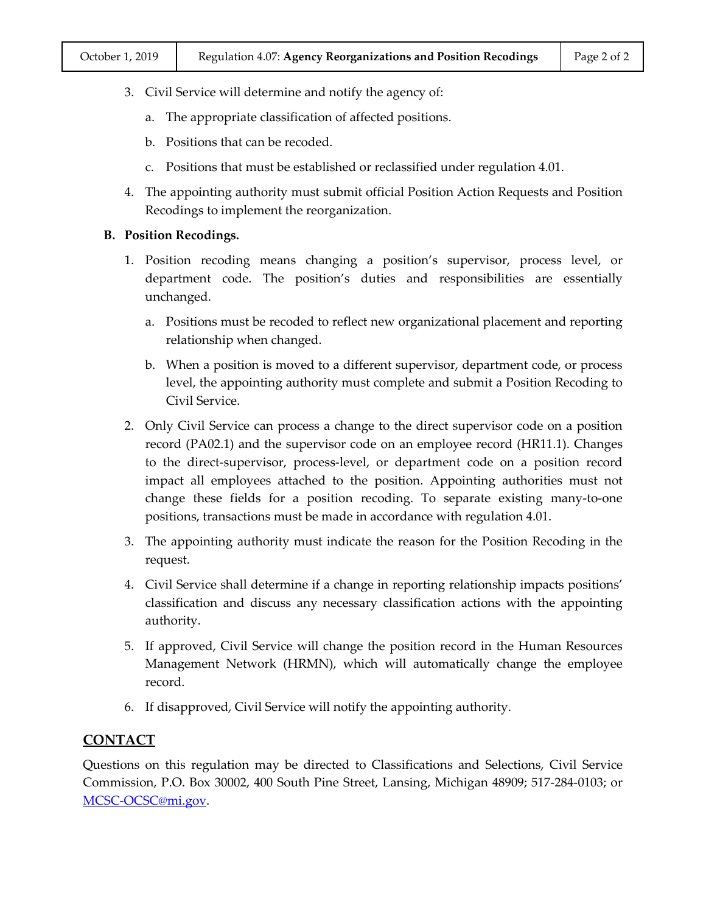3. Civil Service will determine and notify the agency of:

   a. The appropriate classification of affected positions.

   b. Positions that can be recoded.

   c. Positions that must be established or reclassified under regulation 4.01.

4. The appointing authority must submit official Position Action Requests and Position Recodings to implement the reorganization.

**B. Position Recodings.**

1. Position recoding means changing a position's supervisor, process level, or department code. The position's duties and responsibilities are essentially unchanged.

   a. Positions must be recoded to reflect new organizational placement and reporting relationship when changed.

   b. When a position is moved to a different supervisor, department code, or process level, the appointing authority must complete and submit a Position Recoding to Civil Service.

2. Only Civil Service can process a change to the direct supervisor code on a position record (PA02.1) and the supervisor code on an employee record (HR11.1). Changes to the direct-supervisor, process-level, or department code on a position record impact all employees attached to the position. Appointing authorities must not change these fields for a position recoding. To separate existing many-to-one positions, transactions must be made in accordance with regulation 4.01.

3. The appointing authority must indicate the reason for the Position Recoding in the request.

4. Civil Service shall determine if a change in reporting relationship impacts positions' classification and discuss any necessary classification actions with the appointing authority.

5. If approved, Civil Service will change the position record in the Human Resources Management Network (HRMN), which will automatically change the employee record.

6. If disapproved, Civil Service will notify the appointing authority.

## CONTACT

Questions on this regulation may be directed to Classifications and Selections, Civil Service Commission, P.O. Box 30002, 400 South Pine Street, Lansing, Michigan 48909; 517-284-0103; or MCSC-OCSC@mi.gov.